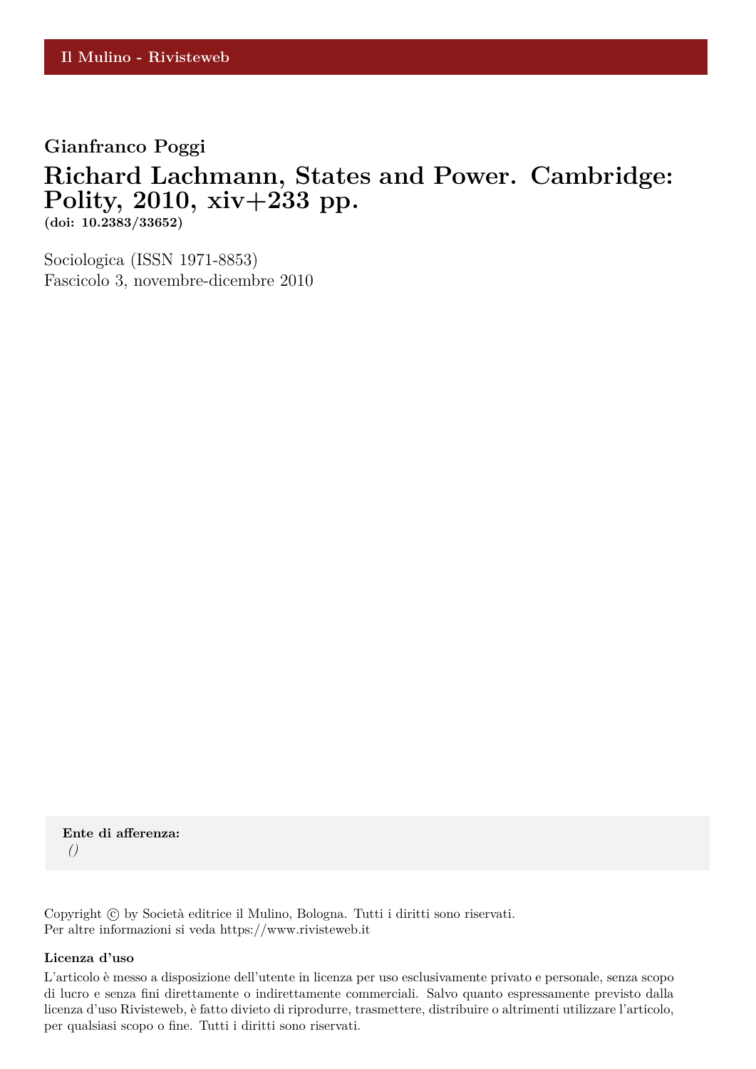Il Mulino - Rivisteweb

**Gianfranco Poggi**

# Richard Lachmann, States and Power. Cambridge: Polity, 2010, xiv+233 pp.

**(doi: 10.2383/33652)**

Sociologica (ISSN 1971-8853)
Fascicolo 3, novembre-dicembre 2010

**Ente di afferenza:**
*()*

Copyright © by Società editrice il Mulino, Bologna. Tutti i diritti sono riservati.
Per altre informazioni si veda https://www.rivisteweb.it

**Licenza d'uso**

L'articolo è messo a disposizione dell'utente in licenza per uso esclusivamente privato e personale, senza scopo di lucro e senza fini direttamente o indirettamente commerciali. Salvo quanto espressamente previsto dalla licenza d'uso Rivisteweb, è fatto divieto di riprodurre, trasmettere, distribuire o altrimenti utilizzare l'articolo, per qualsiasi scopo o fine. Tutti i diritti sono riservati.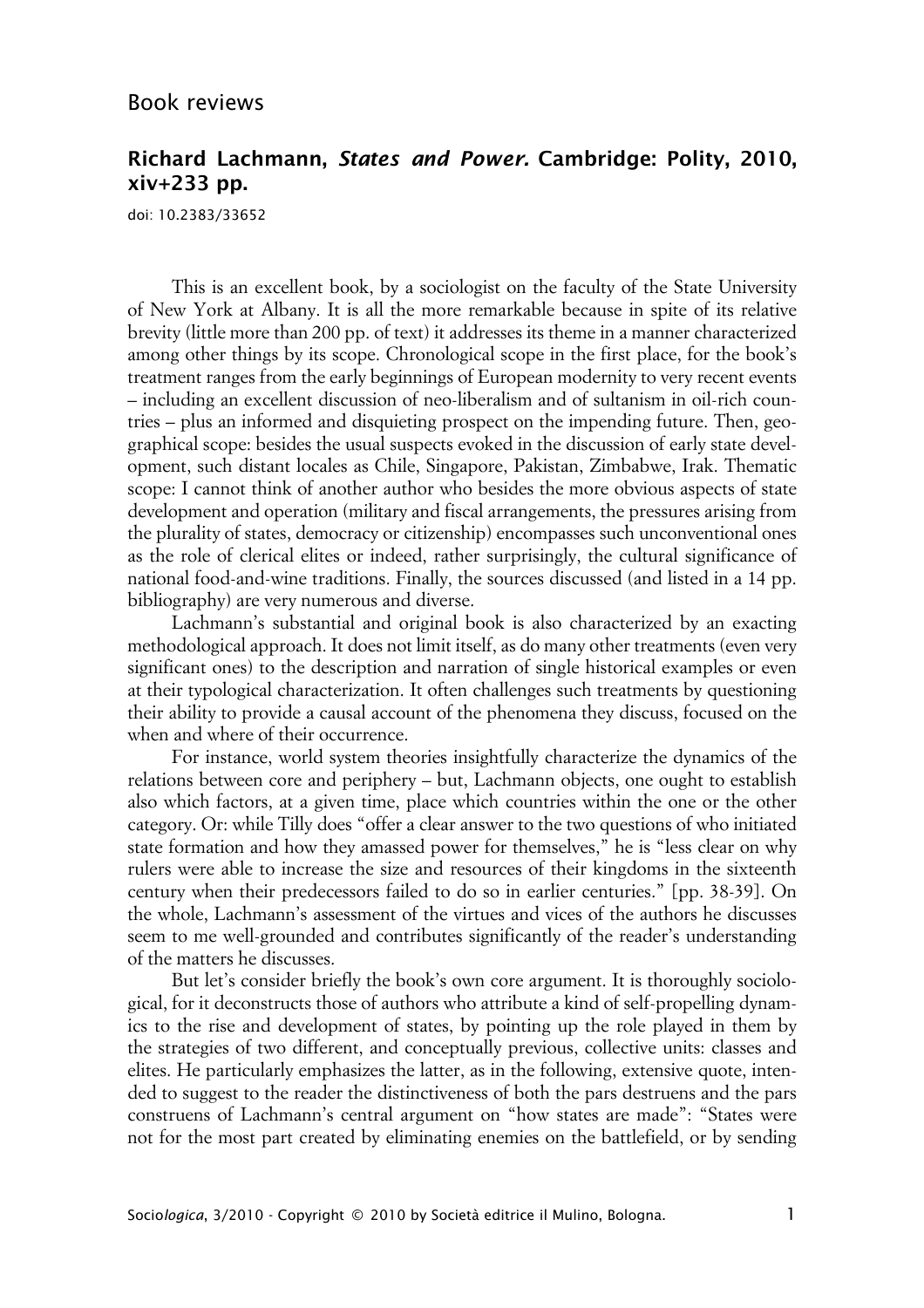# Book reviews

## Richard Lachmann, *States and Power.* Cambridge: Polity, 2010, xiv+233 pp.

doi: 10.2383/33652

This is an excellent book, by a sociologist on the faculty of the State University of New York at Albany. It is all the more remarkable because in spite of its relative brevity (little more than 200 pp. of text) it addresses its theme in a manner characterized among other things by its scope. Chronological scope in the first place, for the book's treatment ranges from the early beginnings of European modernity to very recent events – including an excellent discussion of neo-liberalism and of sultanism in oil-rich countries – plus an informed and disquieting prospect on the impending future. Then, geographical scope: besides the usual suspects evoked in the discussion of early state development, such distant locales as Chile, Singapore, Pakistan, Zimbabwe, Irak. Thematic scope: I cannot think of another author who besides the more obvious aspects of state development and operation (military and fiscal arrangements, the pressures arising from the plurality of states, democracy or citizenship) encompasses such unconventional ones as the role of clerical elites or indeed, rather surprisingly, the cultural significance of national food-and-wine traditions. Finally, the sources discussed (and listed in a 14 pp. bibliography) are very numerous and diverse.

Lachmann's substantial and original book is also characterized by an exacting methodological approach. It does not limit itself, as do many other treatments (even very significant ones) to the description and narration of single historical examples or even at their typological characterization. It often challenges such treatments by questioning their ability to provide a causal account of the phenomena they discuss, focused on the when and where of their occurrence.

For instance, world system theories insightfully characterize the dynamics of the relations between core and periphery – but, Lachmann objects, one ought to establish also which factors, at a given time, place which countries within the one or the other category. Or: while Tilly does "offer a clear answer to the two questions of who initiated state formation and how they amassed power for themselves," he is "less clear on why rulers were able to increase the size and resources of their kingdoms in the sixteenth century when their predecessors failed to do so in earlier centuries." [pp. 38-39]. On the whole, Lachmann's assessment of the virtues and vices of the authors he discusses seem to me well-grounded and contributes significantly of the reader's understanding of the matters he discusses.

But let's consider briefly the book's own core argument. It is thoroughly sociological, for it deconstructs those of authors who attribute a kind of self-propelling dynamics to the rise and development of states, by pointing up the role played in them by the strategies of two different, and conceptually previous, collective units: classes and elites. He particularly emphasizes the latter, as in the following, extensive quote, intended to suggest to the reader the distinctiveness of both the pars destruens and the pars construens of Lachmann's central argument on "how states are made": "States were not for the most part created by eliminating enemies on the battlefield, or by sending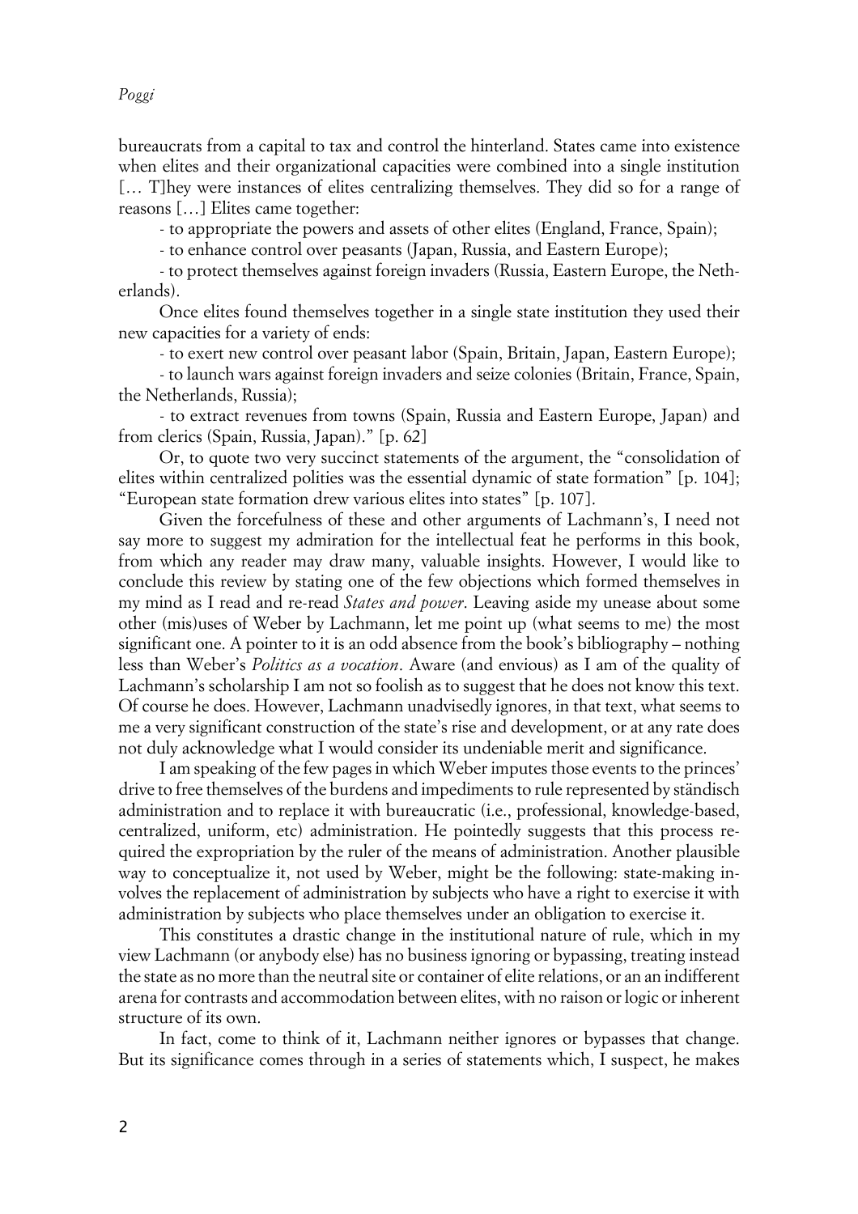bureaucrats from a capital to tax and control the hinterland. States came into existence when elites and their organizational capacities were combined into a single institution [… T]hey were instances of elites centralizing themselves. They did so for a range of reasons […] Elites came together:

- to appropriate the powers and assets of other elites (England, France, Spain);

- to enhance control over peasants (Japan, Russia, and Eastern Europe);

- to protect themselves against foreign invaders (Russia, Eastern Europe, the Netherlands).

Once elites found themselves together in a single state institution they used their new capacities for a variety of ends:

- to exert new control over peasant labor (Spain, Britain, Japan, Eastern Europe);

- to launch wars against foreign invaders and seize colonies (Britain, France, Spain, the Netherlands, Russia);

- to extract revenues from towns (Spain, Russia and Eastern Europe, Japan) and from clerics (Spain, Russia, Japan)." [p. 62]

Or, to quote two very succinct statements of the argument, the "consolidation of elites within centralized polities was the essential dynamic of state formation" [p. 104]; "European state formation drew various elites into states" [p. 107].

Given the forcefulness of these and other arguments of Lachmann's, I need not say more to suggest my admiration for the intellectual feat he performs in this book, from which any reader may draw many, valuable insights. However, I would like to conclude this review by stating one of the few objections which formed themselves in my mind as I read and re-read *States and power*. Leaving aside my unease about some other (mis)uses of Weber by Lachmann, let me point up (what seems to me) the most significant one. A pointer to it is an odd absence from the book's bibliography – nothing less than Weber's *Politics as a vocation*. Aware (and envious) as I am of the quality of Lachmann's scholarship I am not so foolish as to suggest that he does not know this text. Of course he does. However, Lachmann unadvisedly ignores, in that text, what seems to me a very significant construction of the state's rise and development, or at any rate does not duly acknowledge what I would consider its undeniable merit and significance.

I am speaking of the few pages in which Weber imputes those events to the princes' drive to free themselves of the burdens and impediments to rule represented by ständisch administration and to replace it with bureaucratic (i.e., professional, knowledge-based, centralized, uniform, etc) administration. He pointedly suggests that this process required the expropriation by the ruler of the means of administration. Another plausible way to conceptualize it, not used by Weber, might be the following: state-making involves the replacement of administration by subjects who have a right to exercise it with administration by subjects who place themselves under an obligation to exercise it.

This constitutes a drastic change in the institutional nature of rule, which in my view Lachmann (or anybody else) has no business ignoring or bypassing, treating instead the state as no more than the neutral site or container of elite relations, or an an indifferent arena for contrasts and accommodation between elites, with no raison or logic or inherent structure of its own.

In fact, come to think of it, Lachmann neither ignores or bypasses that change. But its significance comes through in a series of statements which, I suspect, he makes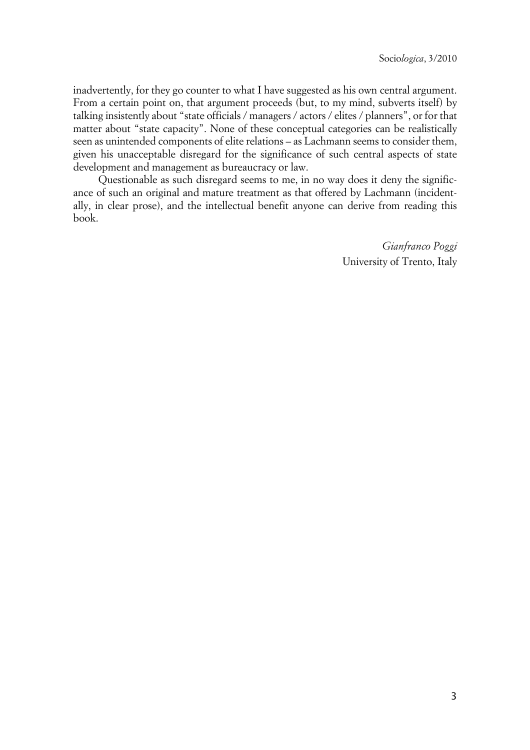inadvertently, for they go counter to what I have suggested as his own central argument. From a certain point on, that argument proceeds (but, to my mind, subverts itself) by talking insistently about "state officials / managers / actors / elites / planners", or for that matter about "state capacity". None of these conceptual categories can be realistically seen as unintended components of elite relations – as Lachmann seems to consider them, given his unacceptable disregard for the significance of such central aspects of state development and management as bureaucracy or law.

Questionable as such disregard seems to me, in no way does it deny the significance of such an original and mature treatment as that offered by Lachmann (incidentally, in clear prose), and the intellectual benefit anyone can derive from reading this book.

*Gianfranco Poggi*
University of Trento, Italy